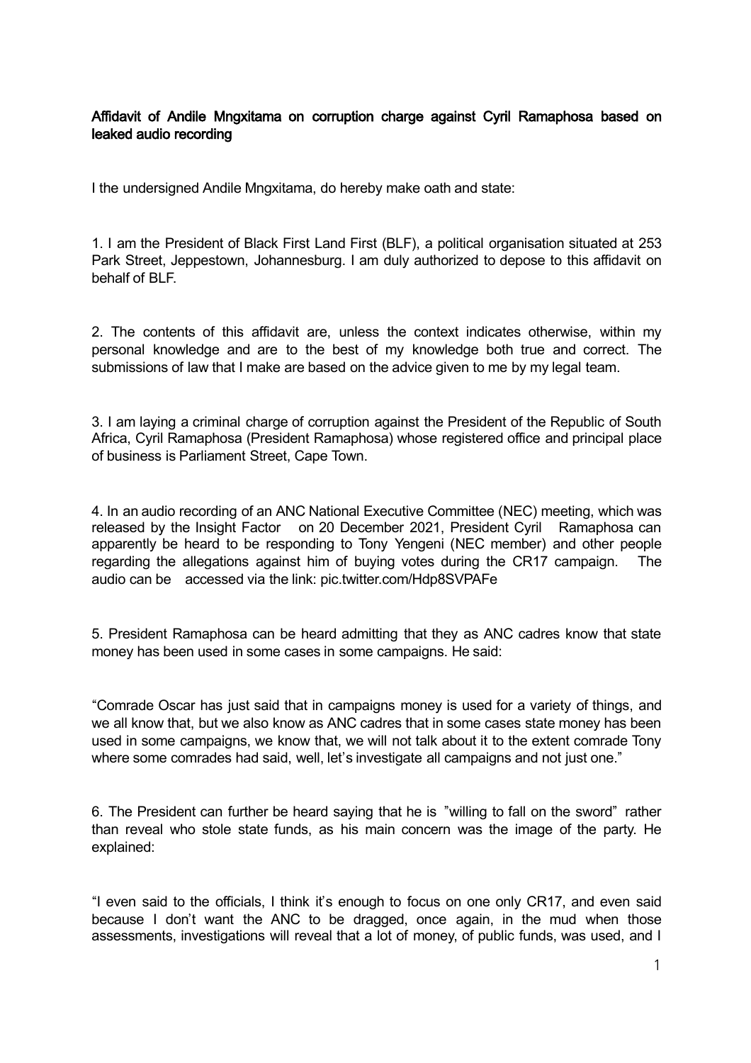**Affidavit of Andile Mngxitama on corruption charge against Cyril Ramaphosa based on leaked audio recording**

I the undersigned Andile Mngxitama, do hereby make oath and state:

1. I am the President of Black First Land First (BLF), a political organisation situated at 253 Park Street, Jeppestown, Johannesburg. I am duly authorized to depose to this affidavit on behalf of BLF.

2. The contents of this affidavit are, unless the context indicates otherwise, within my personal knowledge and are to the best of my knowledge both true and correct. The submissions of law that I make are based on the advice given to me by my legal team.

3. I am laying a criminal charge of corruption against the President of the Republic of South Africa, Cyril Ramaphosa (President Ramaphosa) whose registered office and principal place of business is Parliament Street, Cape Town.

4. In an audio recording of an ANC National Executive Committee (NEC) meeting, which was released by the Insight Factor on 20 December 2021, President Cyril Ramaphosa can apparently be heard to be responding to Tony Yengeni (NEC member) and other people regarding the allegations against him of buying votes during the CR17 campaign. The audio can be accessed via the link: pic.twitter.com/Hdp8SVPAFe

5. President Ramaphosa can be heard admitting that they as ANC cadres know that state money has been used in some cases in some campaigns. He said:

"Comrade Oscar has just said that in campaigns money is used for a variety of things, and we all know that, but we also know as ANC cadres that in some cases state money has been used in some campaigns, we know that, we will not talk about it to the extent comrade Tony where some comrades had said, well, let's investigate all campaigns and not just one."

6. The President can further be heard saying that he is "willing to fall on the sword" rather than reveal who stole state funds, as his main concern was the image of the party. He explained:

"I even said to the officials, I think it's enough to focus on one only CR17, and even said because I don't want the ANC to be dragged, once again, in the mud when those assessments, investigations will reveal that a lot of money, of public funds, was used, and I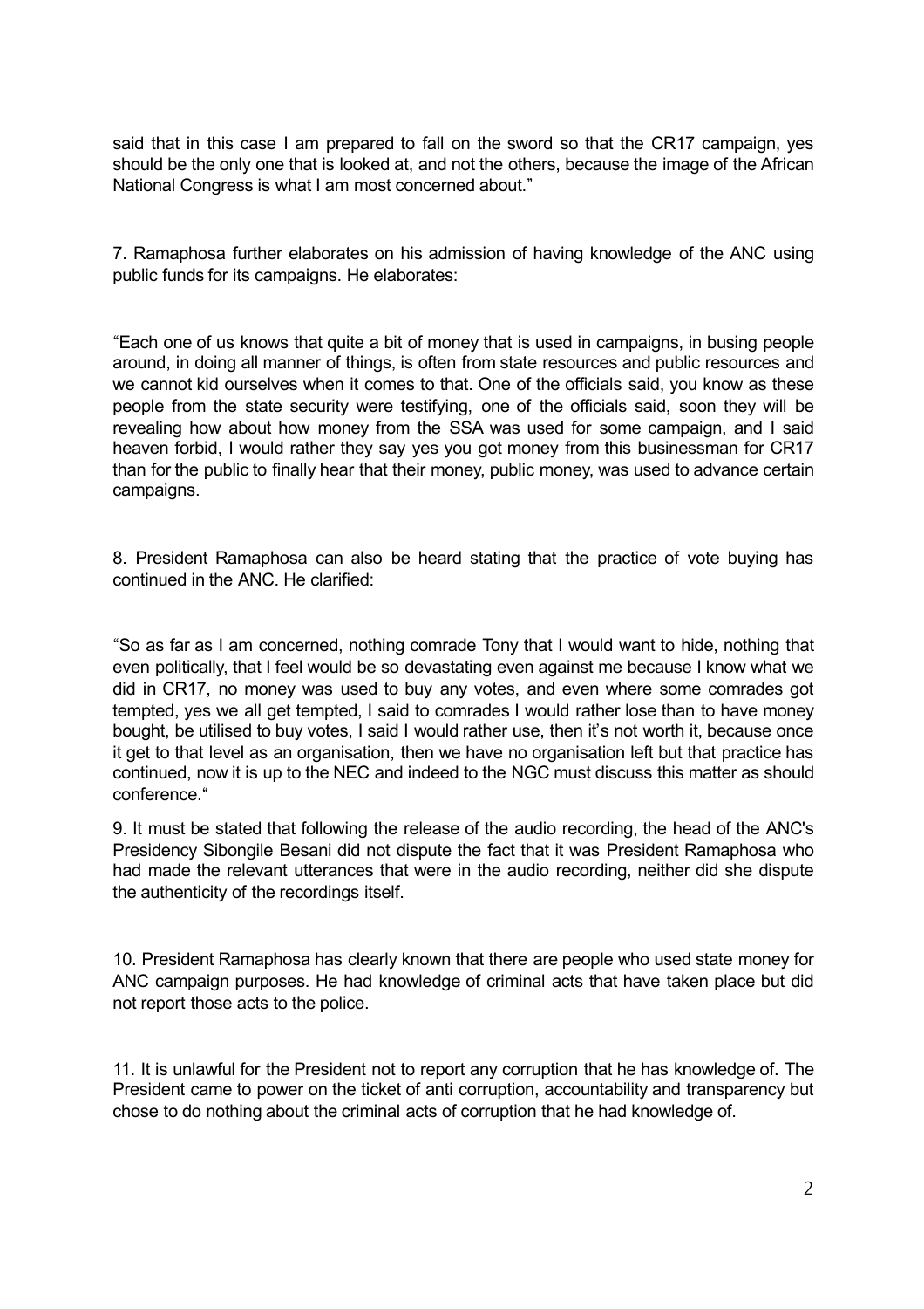said that in this case I am prepared to fall on the sword so that the CR17 campaign, yes should be the only one that is looked at, and not the others, because the image of the African National Congress is what I am most concerned about."

7. Ramaphosa further elaborates on his admission of having knowledge of the ANC using public funds for its campaigns. He elaborates:

"Each one of us knows that quite a bit of money that is used in campaigns, in busing people around, in doing all manner of things, is often from state resources and public resources and we cannot kid ourselves when it comes to that. One of the officials said, you know as these people from the state security were testifying, one of the officials said, soon they will be revealing how about how money from the SSA was used for some campaign, and I said heaven forbid, I would rather they say yes you got money from this businessman for CR17 than for the public to finally hear that their money, public money, was used to advance certain campaigns.

8. President Ramaphosa can also be heard stating that the practice of vote buying has continued in the ANC. He clarified:

"So as far as I am concerned, nothing comrade Tony that I would want to hide, nothing that even politically, that I feel would be so devastating even against me because I know what we did in CR17, no money was used to buy any votes, and even where some comrades got tempted, yes we all get tempted, I said to comrades I would rather lose than to have money bought, be utilised to buy votes, I said I would rather use, then it's not worth it, because once it get to that level as an organisation, then we have no organisation left but that practice has continued, now it is up to the NEC and indeed to the NGC must discuss this matter as should conference."

9. It must be stated that following the release of the audio recording, the head of the ANC's Presidency Sibongile Besani did not dispute the fact that it was President Ramaphosa who had made the relevant utterances that were in the audio recording, neither did she dispute the authenticity of the recordings itself.

10. President Ramaphosa has clearly known that there are people who used state money for ANC campaign purposes. He had knowledge of criminal acts that have taken place but did not report those acts to the police.

11. It is unlawful for the President not to report any corruption that he has knowledge of. The President came to power on the ticket of anti corruption, accountability and transparency but chose to do nothing about the criminal acts of corruption that he had knowledge of.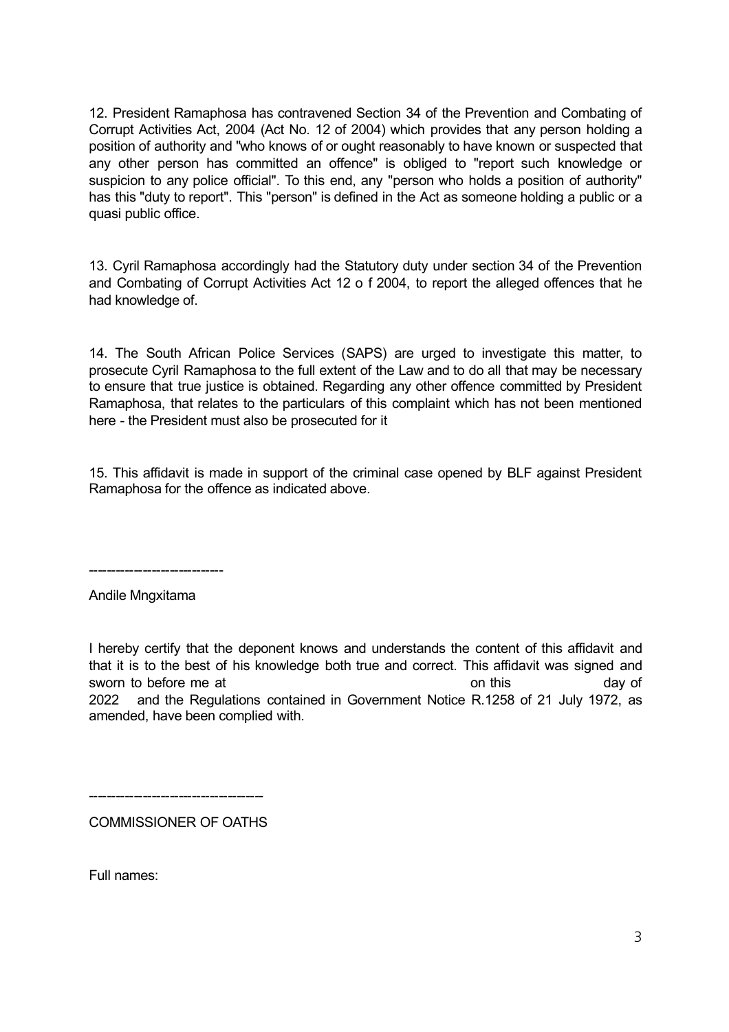12. President Ramaphosa has contravened Section 34 of the Prevention and Combating of Corrupt Activities Act, 2004 (Act No. 12 of 2004) which provides that any person holding a position of authority and "who knows of or ought reasonably to have known or suspected that any other person has committed an offence" is obliged to "report such knowledge or suspicion to any police official". To this end, any "person who holds a position of authority" has this "duty to report". This "person" is defined in the Act as someone holding a public or a quasi public office.

13. Cyril Ramaphosa accordingly had the Statutory duty under section 34 of the Prevention and Combating of Corrupt Activities Act 12 o f 2004, to report the alleged offences that he had knowledge of.

14. The South African Police Services (SAPS) are urged to investigate this matter, to prosecute Cyril Ramaphosa to the full extent of the Law and to do all that may be necessary to ensure that true justice is obtained. Regarding any other offence committed by President Ramaphosa, that relates to the particulars of this complaint which has not been mentioned here - the President must also be prosecuted for it

15. This affidavit is made in support of the criminal case opened by BLF against President Ramaphosa for the offence as indicated above.

---------------------------

Andile Mngxitama

I hereby certify that the deponent knows and understands the content of this affidavit and that it is to the best of his knowledge both true and correct. This affidavit was signed and sworn to before me at on this day of 2022 and the Regulations contained in Government Notice R.1258 of 21 July 1972, as amended, have been complied with.

----------------------------------

COMMISSIONER OF OATHS

Full names: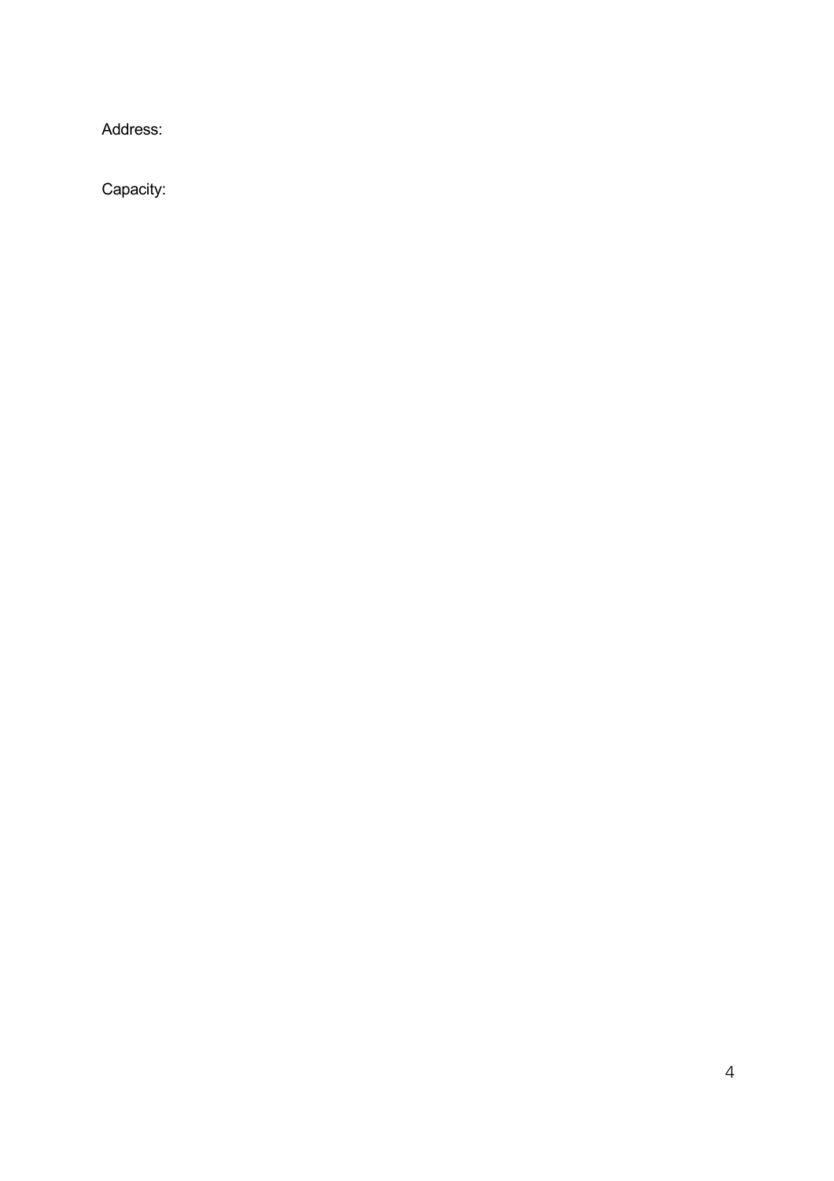Address:

Capacity: